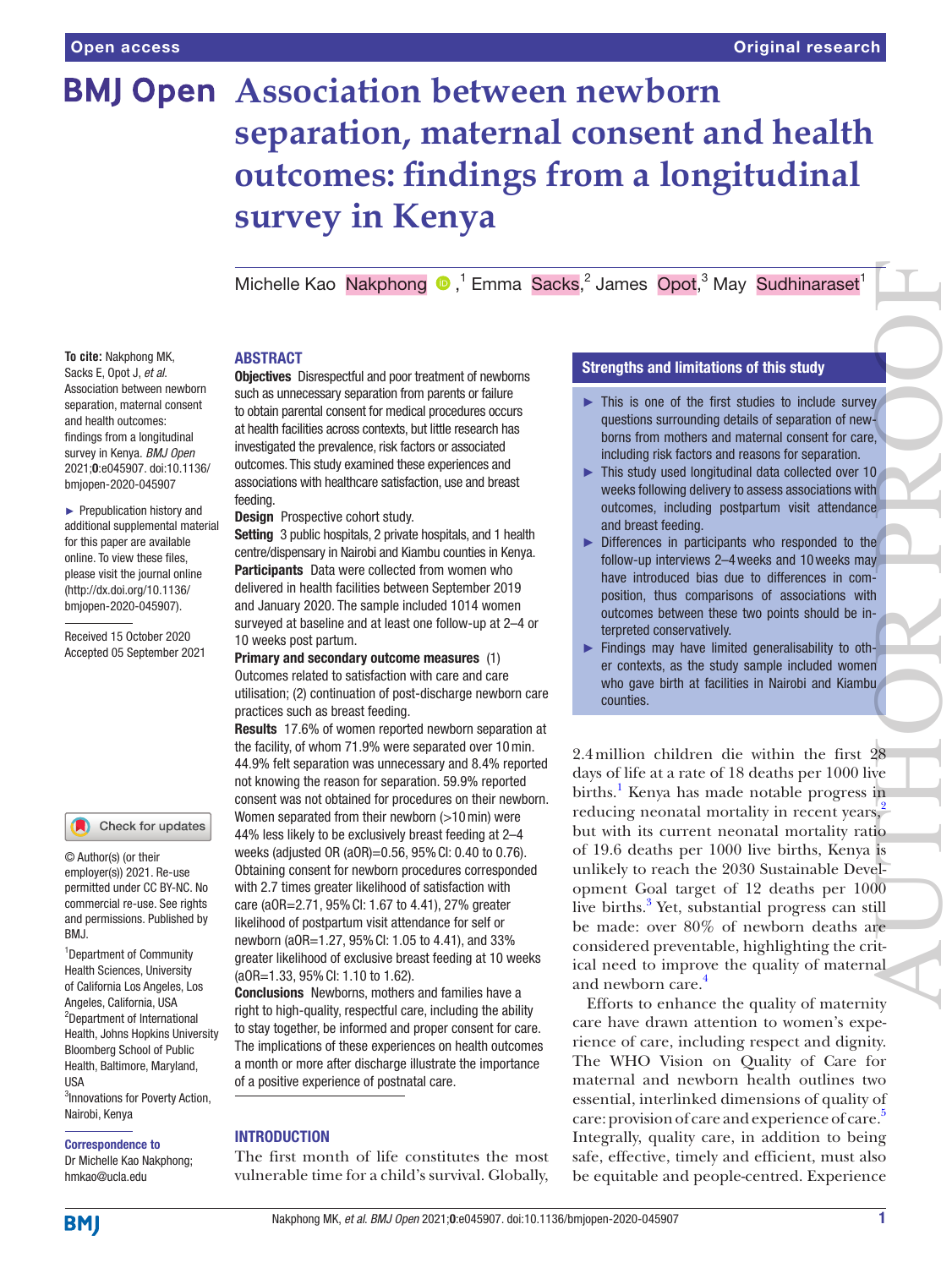Open access

Original research

# Association between newborn separation, maternal consent and health outcomes: findings from a longitudinal survey in Kenya

Michelle Kao Nakphong,[1] Emma Sacks,[2] James Opot,[3] May Sudhinaraset[1]

**To cite:** Nakphong MK, Sacks E, Opot J, *et al*. Association between newborn separation, maternal consent and health outcomes: findings from a longitudinal survey in Kenya. *BMJ Open* 2021;**0**:e045907. doi:10.1136/bmjopen-2020-045907

► Prepublication history and additional supplemental material for this paper are available online. To view these files, please visit the journal online (http://dx.doi.org/10.1136/bmjopen-2020-045907).

Received 15 October 2020
Accepted 05 September 2021

© Author(s) (or their employer(s)) 2021. Re-use permitted under CC BY-NC. No commercial re-use. See rights and permissions. Published by BMJ.

[1]Department of Community Health Sciences, University of California Los Angeles, Los Angeles, California, USA
[2]Department of International Health, Johns Hopkins University Bloomberg School of Public Health, Baltimore, Maryland, USA
[3]Innovations for Poverty Action, Nairobi, Kenya

**Correspondence to**
Dr Michelle Kao Nakphong; hmkao@ucla.edu

## ABSTRACT

**Objectives** Disrespectful and poor treatment of newborns such as unnecessary separation from parents or failure to obtain parental consent for medical procedures occurs at health facilities across contexts, but little research has investigated the prevalence, risk factors or associated outcomes. This study examined these experiences and associations with healthcare satisfaction, use and breast feeding.

**Design** Prospective cohort study.

**Setting** 3 public hospitals, 2 private hospitals, and 1 health centre/dispensary in Nairobi and Kiambu counties in Kenya.

**Participants** Data were collected from women who delivered in health facilities between September 2019 and January 2020. The sample included 1014 women surveyed at baseline and at least one follow-up at 2–4 or 10 weeks post partum.

**Primary and secondary outcome measures** (1) Outcomes related to satisfaction with care and care utilisation; (2) continuation of post-discharge newborn care practices such as breast feeding.

**Results** 17.6% of women reported newborn separation at the facility, of whom 71.9% were separated over 10 min. 44.9% felt separation was unnecessary and 8.4% reported not knowing the reason for separation. 59.9% reported consent was not obtained for procedures on their newborn. Women separated from their newborn (>10 min) were 44% less likely to be exclusively breast feeding at 2–4 weeks (adjusted OR (aOR)=0.56, 95% CI: 0.40 to 0.76). Obtaining consent for newborn procedures corresponded with 2.7 times greater likelihood of satisfaction with care (aOR=2.71, 95% CI: 1.67 to 4.41), 27% greater likelihood of postpartum visit attendance for self or newborn (aOR=1.27, 95% CI: 1.05 to 4.41), and 33% greater likelihood of exclusive breast feeding at 10 weeks (aOR=1.33, 95% CI: 1.10 to 1.62).

**Conclusions** Newborns, mothers and families have a right to high-quality, respectful care, including the ability to stay together, be informed and proper consent for care. The implications of these experiences on health outcomes a month or more after discharge illustrate the importance of a positive experience of postnatal care.

### Strengths and limitations of this study

- This is one of the first studies to include survey questions surrounding details of separation of newborns from mothers and maternal consent for care, including risk factors and reasons for separation.
- This study used longitudinal data collected over 10 weeks following delivery to assess associations with outcomes, including postpartum visit attendance and breast feeding.
- Differences in participants who responded to the follow-up interviews 2–4 weeks and 10 weeks may have introduced bias due to differences in composition, thus comparisons of associations with outcomes between these two points should be interpreted conservatively.
- Findings may have limited generalisability to other contexts, as the study sample included women who gave birth at facilities in Nairobi and Kiambu counties.

## INTRODUCTION

The first month of life constitutes the most vulnerable time for a child's survival. Globally, 2.4 million children die within the first 28 days of life at a rate of 18 deaths per 1000 live births.[1] Kenya has made notable progress in reducing neonatal mortality in recent years,[2] but with its current neonatal mortality ratio of 19.6 deaths per 1000 live births, Kenya is unlikely to reach the 2030 Sustainable Development Goal target of 12 deaths per 1000 live births.[3] Yet, substantial progress can still be made: over 80% of newborn deaths are considered preventable, highlighting the critical need to improve the quality of maternal and newborn care.[4]

Efforts to enhance the quality of maternity care have drawn attention to women's experience of care, including respect and dignity. The WHO Vision on Quality of Care for maternal and newborn health outlines two essential, interlinked dimensions of quality of care: provision of care and experience of care.[5] Integrally, quality care, in addition to being safe, effective, timely and efficient, must also be equitable and people-centred. Experience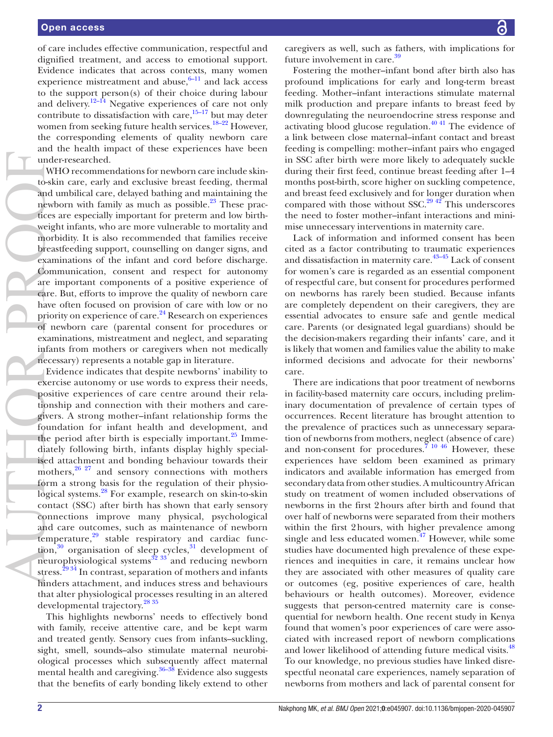of care includes effective communication, respectful and dignified treatment, and access to emotional support. Evidence indicates that across contexts, many women experience mistreatment and abuse,[6–11] and lack access to the support person(s) of their choice during labour and delivery.[12–14] Negative experiences of care not only contribute to dissatisfaction with care,[15–17] but may deter women from seeking future health services.[18–22] However, the corresponding elements of quality newborn care and the health impact of these experiences have been under-researched.

WHO recommendations for newborn care include skin-to-skin care, early and exclusive breast feeding, thermal and umbilical care, delayed bathing and maintaining the newborn with family as much as possible.[23] These practices are especially important for preterm and low birthweight infants, who are more vulnerable to mortality and morbidity. It is also recommended that families receive breastfeeding support, counselling on danger signs, and examinations of the infant and cord before discharge. Communication, consent and respect for autonomy are important components of a positive experience of care. But, efforts to improve the quality of newborn care have often focused on provision of care with low or no priority on experience of care.[24] Research on experiences of newborn care (parental consent for procedures or examinations, mistreatment and neglect, and separating infants from mothers or caregivers when not medically necessary) represents a notable gap in literature.

Evidence indicates that despite newborns' inability to exercise autonomy or use words to express their needs, positive experiences of care centre around their relationship and connection with their mothers and caregivers. A strong mother–infant relationship forms the foundation for infant health and development, and the period after birth is especially important.[25] Immediately following birth, infants display highly specialised attachment and bonding behaviour towards their mothers,[26 27] and sensory connections with mothers form a strong basis for the regulation of their physiological systems.[28] For example, research on skin-to-skin contact (SSC) after birth has shown that early sensory connections improve many physical, psychological and care outcomes, such as maintenance of newborn temperature,[29] stable respiratory and cardiac function,[30] organisation of sleep cycles,[31] development of neurophysiological systems[32 33] and reducing newborn stress.[29 34] In contrast, separation of mothers and infants hinders attachment, and induces stress and behaviours that alter physiological processes resulting in an altered developmental trajectory.[28 35]

This highlights newborns' needs to effectively bond with family, receive attentive care, and be kept warm and treated gently. Sensory cues from infants–suckling, sight, smell, sounds–also stimulate maternal neurobiological processes which subsequently affect maternal mental health and caregiving.[36–38] Evidence also suggests that the benefits of early bonding likely extend to other caregivers as well, such as fathers, with implications for future involvement in care.[39]

Fostering the mother–infant bond after birth also has profound implications for early and long-term breast feeding. Mother–infant interactions stimulate maternal milk production and prepare infants to breast feed by downregulating the neuroendocrine stress response and activating blood glucose regulation.[40 41] The evidence of a link between close maternal–infant contact and breast feeding is compelling: mother–infant pairs who engaged in SSC after birth were more likely to adequately suckle during their first feed, continue breast feeding after 1–4 months post-birth, score higher on suckling competence, and breast feed exclusively and for longer duration when compared with those without SSC.[29 42] This underscores the need to foster mother–infant interactions and minimise unnecessary interventions in maternity care.

Lack of information and informed consent has been cited as a factor contributing to traumatic experiences and dissatisfaction in maternity care.[43–45] Lack of consent for women's care is regarded as an essential component of respectful care, but consent for procedures performed on newborns has rarely been studied. Because infants are completely dependent on their caregivers, they are essential advocates to ensure safe and gentle medical care. Parents (or designated legal guardians) should be the decision-makers regarding their infants' care, and it is likely that women and families value the ability to make informed decisions and advocate for their newborns' care.

There are indications that poor treatment of newborns in facility-based maternity care occurs, including preliminary documentation of prevalence of certain types of occurrences. Recent literature has brought attention to the prevalence of practices such as unnecessary separation of newborns from mothers, neglect (absence of care) and non-consent for procedures.[7 10 46] However, these experiences have seldom been examined as primary indicators and available information has emerged from secondary data from other studies. A multicountry African study on treatment of women included observations of newborns in the first 2 hours after birth and found that over half of newborns were separated from their mothers within the first 2 hours, with higher prevalence among single and less educated women.[47] However, while some studies have documented high prevalence of these experiences and inequities in care, it remains unclear how they are associated with other measures of quality care or outcomes (eg, positive experiences of care, health behaviours or health outcomes). Moreover, evidence suggests that person-centred maternity care is consequential for newborn health. One recent study in Kenya found that women's poor experiences of care were associated with increased report of newborn complications and lower likelihood of attending future medical visits.[48] To our knowledge, no previous studies have linked disrespectful neonatal care experiences, namely separation of newborns from mothers and lack of parental consent for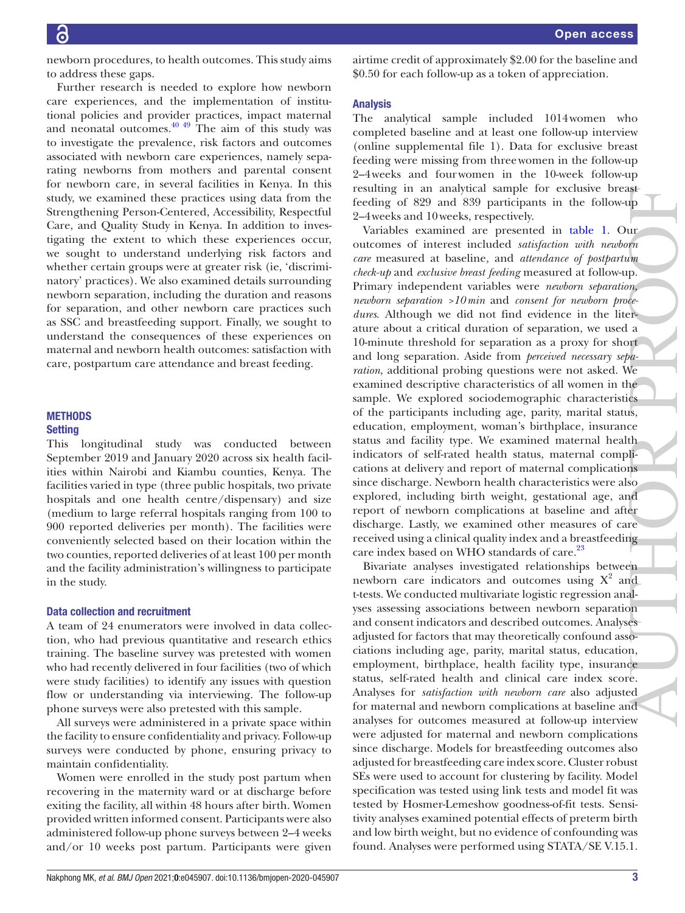newborn procedures, to health outcomes. This study aims to address these gaps.

Further research is needed to explore how newborn care experiences, and the implementation of institutional policies and provider practices, impact maternal and neonatal outcomes.[40 49] The aim of this study was to investigate the prevalence, risk factors and outcomes associated with newborn care experiences, namely separating newborns from mothers and parental consent for newborn care, in several facilities in Kenya. In this study, we examined these practices using data from the Strengthening Person-Centered, Accessibility, Respectful Care, and Quality Study in Kenya. In addition to investigating the extent to which these experiences occur, we sought to understand underlying risk factors and whether certain groups were at greater risk (ie, 'discriminatory' practices). We also examined details surrounding newborn separation, including the duration and reasons for separation, and other newborn care practices such as SSC and breastfeeding support. Finally, we sought to understand the consequences of these experiences on maternal and newborn health outcomes: satisfaction with care, postpartum care attendance and breast feeding.

## METHODS

### Setting

This longitudinal study was conducted between September 2019 and January 2020 across six health facilities within Nairobi and Kiambu counties, Kenya. The facilities varied in type (three public hospitals, two private hospitals and one health centre/dispensary) and size (medium to large referral hospitals ranging from 100 to 900 reported deliveries per month). The facilities were conveniently selected based on their location within the two counties, reported deliveries of at least 100 per month and the facility administration's willingness to participate in the study.

### Data collection and recruitment

A team of 24 enumerators were involved in data collection, who had previous quantitative and research ethics training. The baseline survey was pretested with women who had recently delivered in four facilities (two of which were study facilities) to identify any issues with question flow or understanding via interviewing. The follow-up phone surveys were also pretested with this sample.

All surveys were administered in a private space within the facility to ensure confidentiality and privacy. Follow-up surveys were conducted by phone, ensuring privacy to maintain confidentiality.

Women were enrolled in the study post partum when recovering in the maternity ward or at discharge before exiting the facility, all within 48 hours after birth. Women provided written informed consent. Participants were also administered follow-up phone surveys between 2–4 weeks and/or 10 weeks post partum. Participants were given airtime credit of approximately $2.00 for the baseline and $0.50 for each follow-up as a token of appreciation.

### Analysis

The analytical sample included 1014 women who completed baseline and at least one follow-up interview (online supplemental file 1). Data for exclusive breast feeding were missing from three women in the follow-up 2–4 weeks and four women in the 10-week follow-up resulting in an analytical sample for exclusive breast feeding of 829 and 839 participants in the follow-up 2–4 weeks and 10 weeks, respectively.

Variables examined are presented in table 1. Our outcomes of interest included *satisfaction with newborn care* measured at baseline, and *attendance of postpartum check-up* and *exclusive breast feeding* measured at follow-up. Primary independent variables were *newborn separation*, *newborn separation >10 min* and *consent for newborn procedures*. Although we did not find evidence in the literature about a critical duration of separation, we used a 10-minute threshold for separation as a proxy for short and long separation. Aside from *perceived necessary separation*, additional probing questions were not asked. We examined descriptive characteristics of all women in the sample. We explored sociodemographic characteristics of the participants including age, parity, marital status, education, employment, woman's birthplace, insurance status and facility type. We examined maternal health indicators of self-rated health status, maternal complications at delivery and report of maternal complications since discharge. Newborn health characteristics were also explored, including birth weight, gestational age, and report of newborn complications at baseline and after discharge. Lastly, we examined other measures of care received using a clinical quality index and a breastfeeding care index based on WHO standards of care.[23]

Bivariate analyses investigated relationships between newborn care indicators and outcomes using $X^2$ and t-tests. We conducted multivariate logistic regression analyses assessing associations between newborn separation and consent indicators and described outcomes. Analyses adjusted for factors that may theoretically confound associations including age, parity, marital status, education, employment, birthplace, health facility type, insurance status, self-rated health and clinical care index score. Analyses for *satisfaction with newborn care* also adjusted for maternal and newborn complications at baseline and analyses for outcomes measured at follow-up interview were adjusted for maternal and newborn complications since discharge. Models for breastfeeding outcomes also adjusted for breastfeeding care index score. Cluster robust SEs were used to account for clustering by facility. Model specification was tested using link tests and model fit was tested by Hosmer-Lemeshow goodness-of-fit tests. Sensitivity analyses examined potential effects of preterm birth and low birth weight, but no evidence of confounding was found. Analyses were performed using STATA/SE V.15.1.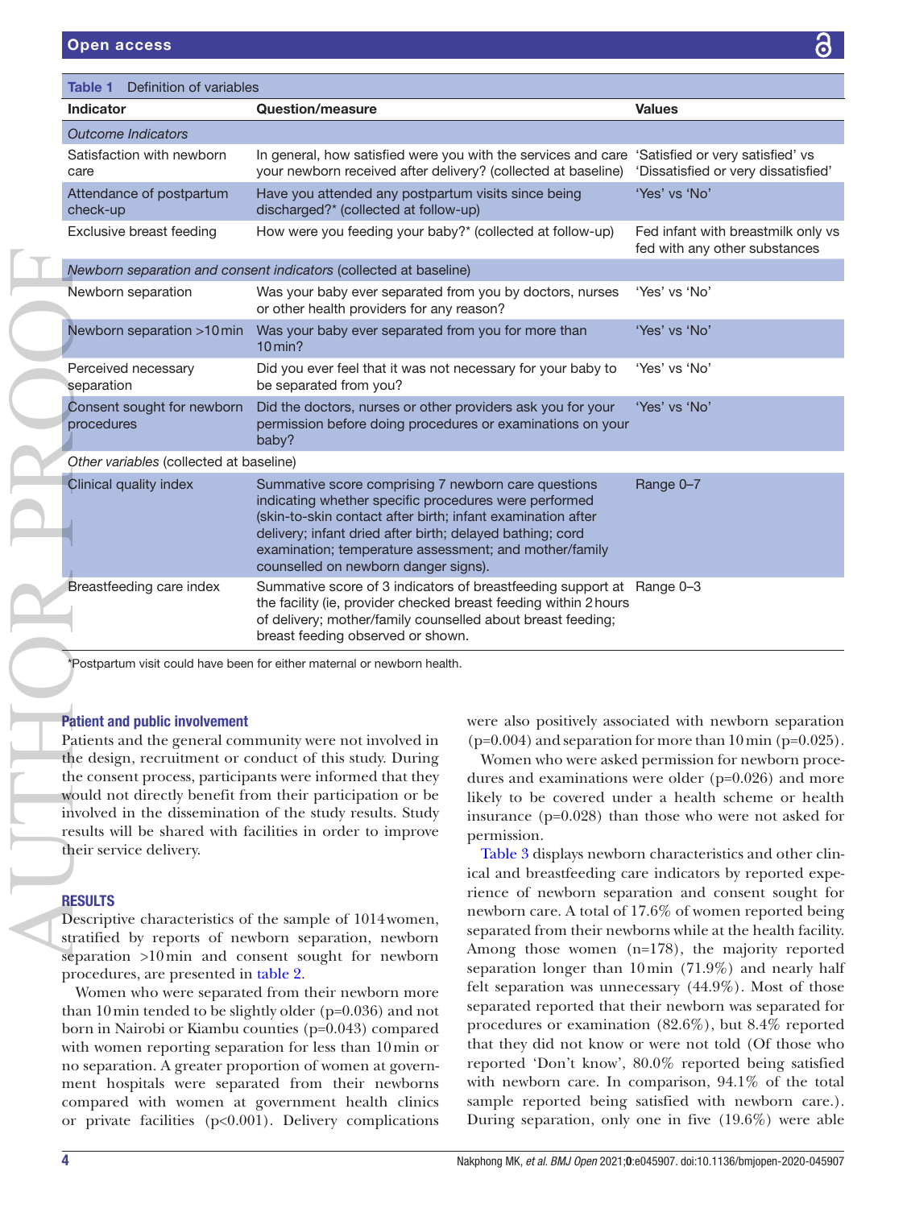**Table 1** Definition of variables

| Indicator | Question/measure | Values |
|---|---|---|
| *Outcome Indicators* | | |
| Satisfaction with newborn care | In general, how satisfied were you with the services and care your newborn received after delivery? (collected at baseline) | 'Satisfied or very satisfied' vs 'Dissatisfied or very dissatisfied' |
| Attendance of postpartum check-up | Have you attended any postpartum visits since being discharged?* (collected at follow-up) | 'Yes' vs 'No' |
| Exclusive breast feeding | How were you feeding your baby?* (collected at follow-up) | Fed infant with breastmilk only vs fed with any other substances |
| *Newborn separation and consent indicators* (collected at baseline) | | |
| Newborn separation | Was your baby ever separated from you by doctors, nurses or other health providers for any reason? | 'Yes' vs 'No' |
| Newborn separation >10 min | Was your baby ever separated from you for more than 10 min? | 'Yes' vs 'No' |
| Perceived necessary separation | Did you ever feel that it was not necessary for your baby to be separated from you? | 'Yes' vs 'No' |
| Consent sought for newborn procedures | Did the doctors, nurses or other providers ask you for your permission before doing procedures or examinations on your baby? | 'Yes' vs 'No' |
| *Other variables* (collected at baseline) | | |
| Clinical quality index | Summative score comprising 7 newborn care questions indicating whether specific procedures were performed (skin-to-skin contact after birth; infant examination after delivery; infant dried after birth; delayed bathing; cord examination; temperature assessment; and mother/family counselled on newborn danger signs). | Range 0–7 |
| Breastfeeding care index | Summative score of 3 indicators of breastfeeding support at the facility (ie, provider checked breast feeding within 2 hours of delivery; mother/family counselled about breast feeding; breast feeding observed or shown. | Range 0–3 |

*Postpartum visit could have been for either maternal or newborn health.

## Patient and public involvement

Patients and the general community were not involved in the design, recruitment or conduct of this study. During the consent process, participants were informed that they would not directly benefit from their participation or be involved in the dissemination of the study results. Study results will be shared with facilities in order to improve their service delivery.

## RESULTS

Descriptive characteristics of the sample of 1014 women, stratified by reports of newborn separation, newborn separation >10 min and consent sought for newborn procedures, are presented in table 2.

Women who were separated from their newborn more than 10 min tended to be slightly older (p=0.036) and not born in Nairobi or Kiambu counties (p=0.043) compared with women reporting separation for less than 10 min or no separation. A greater proportion of women at government hospitals were separated from their newborns compared with women at government health clinics or private facilities (p<0.001). Delivery complications were also positively associated with newborn separation (p=0.004) and separation for more than 10 min (p=0.025).

Women who were asked permission for newborn procedures and examinations were older (p=0.026) and more likely to be covered under a health scheme or health insurance (p=0.028) than those who were not asked for permission.

Table 3 displays newborn characteristics and other clinical and breastfeeding care indicators by reported experience of newborn separation and consent sought for newborn care. A total of 17.6% of women reported being separated from their newborns while at the health facility. Among those women (n=178), the majority reported separation longer than 10 min (71.9%) and nearly half felt separation was unnecessary (44.9%). Most of those separated reported that their newborn was separated for procedures or examination (82.6%), but 8.4% reported that they did not know or were not told (Of those who reported 'Don't know', 80.0% reported being satisfied with newborn care. In comparison, 94.1% of the total sample reported being satisfied with newborn care.). During separation, only one in five (19.6%) were able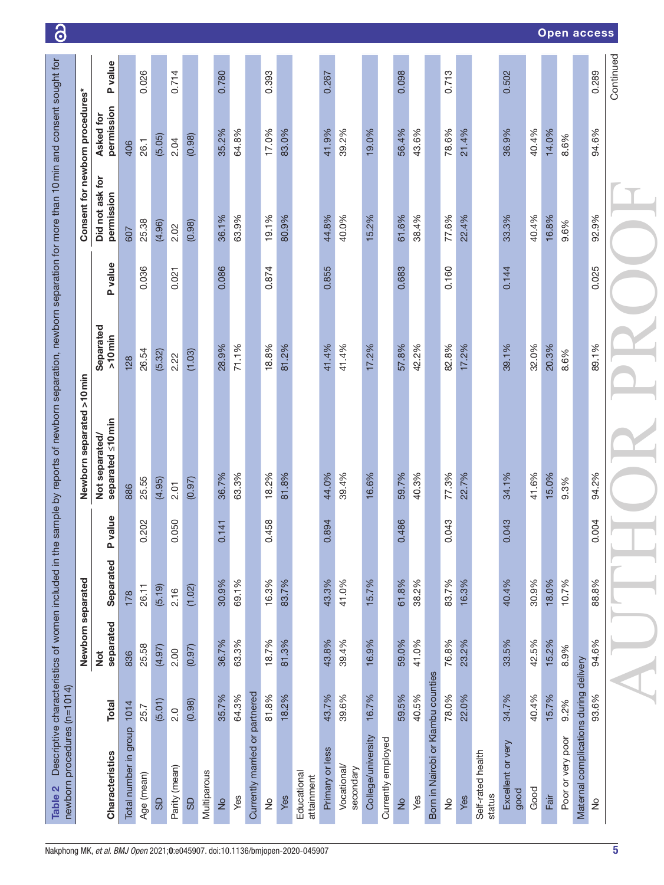**Table 2** Descriptive characteristics of women included in the sample by reports of newborn separation, newborn separation for more than 10 min and consent sought for newborn procedures (n=1014)

| Characteristics | Total | Newborn separated | | | Newborn separated >10 min | | | Consent for newborn procedures* | | |
|---|---|---|---|---|---|---|---|---|---|---|
| | | Not separated | Separated | P value | Not separated/ separated ≤10 min | Separated >10 min | P value | Did not ask for permission | Asked for permission | P value |
| Total number in group | 1014 | 836 | 178 | | 886 | 128 | | 607 | 406 | |
| Age (mean) | 25.7 | 25.58 | 26.11 | 0.202 | 25.55 | 26.54 | 0.036 | 25.38 | 26.1 | 0.026 |
| SD | (5.01) | (4.97) | (5.19) | | (4.95) | (5.32) | | (4.96) | (5.05) | |
| Parity (mean) | 2.0 | 2.00 | 2.16 | 0.050 | 2.01 | 2.22 | 0.021 | 2.02 | 2.04 | 0.714 |
| SD | (0.98) | (0.97) | (1.02) | | (0.97) | (1.03) | | (0.98) | (0.98) | |
| Multiparous | | | | | | | | | | |
| No | 35.7% | 36.7% | 30.9% | 0.141 | 36.7% | 28.9% | 0.086 | 36.1% | 35.2% | 0.780 |
| Yes | 64.3% | 63.3% | 69.1% | | 63.3% | 71.1% | | 63.9% | 64.8% | |
| Currently married or partnered | | | | | | | | | | |
| No | 81.8% | 18.7% | 16.3% | 0.458 | 18.2% | 18.8% | 0.874 | 19.1% | 17.0% | 0.393 |
| Yes | 18.2% | 81.3% | 83.7% | | 81.8% | 81.2% | | 80.9% | 83.0% | |
| Educational attainment | | | | | | | | | | |
| Primary or less | 43.7% | 43.8% | 43.3% | 0.894 | 44.0% | 41.4% | 0.855 | 44.8% | 41.9% | 0.267 |
| Vocational/ secondary | 39.6% | 39.4% | 41.0% | | 39.4% | 41.4% | | 40.0% | 39.2% | |
| College/university | 16.7% | 16.9% | 15.7% | | 16.6% | 17.2% | | 15.2% | 19.0% | |
| Currently employed | | | | | | | | | | |
| No | 59.5% | 59.0% | 61.8% | 0.486 | 59.7% | 57.8% | 0.683 | 61.6% | 56.4% | 0.098 |
| Yes | 40.5% | 41.0% | 38.2% | | 40.3% | 42.2% | | 38.4% | 43.6% | |
| Born in Nairobi or Kiambu counties | | | | | | | | | | |
| No | 78.0% | 76.8% | 83.7% | 0.043 | 77.3% | 82.8% | 0.160 | 77.6% | 78.6% | 0.713 |
| Yes | 22.0% | 23.2% | 16.3% | | 22.7% | 17.2% | | 22.4% | 21.4% | |
| Self-rated health status | | | | | | | | | | |
| Excellent or very good | 34.7% | 33.5% | 40.4% | 0.043 | 34.1% | 39.1% | 0.144 | 33.3% | 36.9% | 0.502 |
| Good | 40.4% | 42.5% | 30.9% | | 41.6% | 32.0% | | 40.4% | 40.4% | |
| Fair | 15.7% | 15.2% | 18.0% | | 15.0% | 20.3% | | 16.8% | 14.0% | |
| Poor or very poor | 9.2% | 8.9% | 10.7% | | 9.3% | 8.6% | | 9.6% | 8.6% | |
| Maternal complications during delivery | | | | | | | | | | |
| No | 93.6% | 94.6% | 88.8% | 0.004 | 94.2% | 89.1% | 0.025 | 92.9% | 94.6% | 0.289 |

Continued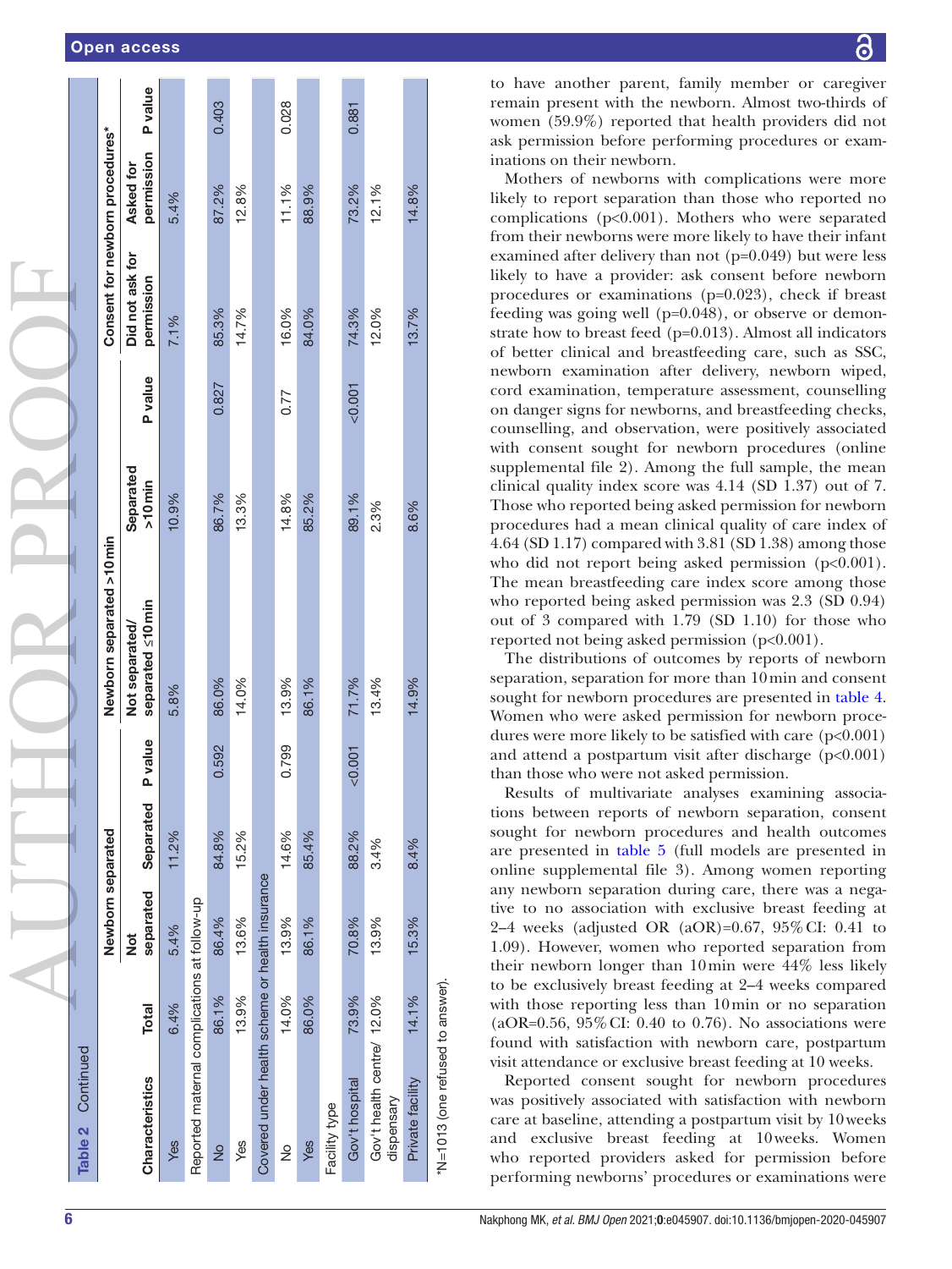**Table 2** Continued

| Characteristics | Total | Newborn separated | | | Newborn separated >10 min | | | Consent for newborn procedures* | | |
|---|---|---|---|---|---|---|---|---|---|---|
| | | Not separated | Separated | P value | Not separated/ separated ≤10 min | Separated >10 min | P value | Did not ask for permission | Asked for permission | P value |
| Yes | 6.4% | 5.4% | 11.2% | | 5.8% | 10.9% | | 7.1% | 5.4% | |
| Reported maternal complications at follow-up | | | | | | | | | | |
| No | 86.1% | 86.4% | 84.8% | 0.592 | 86.0% | 86.7% | 0.827 | 85.3% | 87.2% | 0.403 |
| Yes | 13.9% | 13.6% | 15.2% | | 14.0% | 13.3% | | 14.7% | 12.8% | |
| Covered under health scheme or health insurance | | | | | | | | | | |
| No | 14.0% | 13.9% | 14.6% | 0.799 | 13.9% | 14.8% | 0.77 | 16.0% | 11.1% | 0.028 |
| Yes | 86.0% | 86.1% | 85.4% | | 86.1% | 85.2% | | 84.0% | 88.9% | |
| Facility type | | | | | | | | | | |
| Gov't hospital | 73.9% | 70.8% | 88.2% | <0.001 | 71.7% | 89.1% | <0.001 | 74.3% | 73.2% | 0.881 |
| Gov't health centre/ dispensary | 12.0% | 13.9% | 3.4% | | 13.4% | 2.3% | | 12.0% | 12.1% | |
| Private facility | 14.1% | 15.3% | 8.4% | | 14.9% | 8.6% | | 13.7% | 14.8% | |

*N=1013 (one refused to answer).

to have another parent, family member or caregiver remain present with the newborn. Almost two-thirds of women (59.9%) reported that health providers did not ask permission before performing procedures or examinations on their newborn.

Mothers of newborns with complications were more likely to report separation than those who reported no complications (p<0.001). Mothers who were separated from their newborns were more likely to have their infant examined after delivery than not (p=0.049) but were less likely to have a provider: ask consent before newborn procedures or examinations (p=0.023), check if breast feeding was going well (p=0.048), or observe or demonstrate how to breast feed (p=0.013). Almost all indicators of better clinical and breastfeeding care, such as SSC, newborn examination after delivery, newborn wiped, cord examination, temperature assessment, counselling on danger signs for newborns, and breastfeeding checks, counselling, and observation, were positively associated with consent sought for newborn procedures (online supplemental file 2). Among the full sample, the mean clinical quality index score was 4.14 (SD 1.37) out of 7. Those who reported being asked permission for newborn procedures had a mean clinical quality of care index of 4.64 (SD 1.17) compared with 3.81 (SD 1.38) among those who did not report being asked permission (p<0.001). The mean breastfeeding care index score among those who reported being asked permission was 2.3 (SD 0.94) out of 3 compared with 1.79 (SD 1.10) for those who reported not being asked permission (p<0.001).

The distributions of outcomes by reports of newborn separation, separation for more than 10 min and consent sought for newborn procedures are presented in table 4. Women who were asked permission for newborn procedures were more likely to be satisfied with care (p<0.001) and attend a postpartum visit after discharge (p<0.001) than those who were not asked permission.

Results of multivariate analyses examining associations between reports of newborn separation, consent sought for newborn procedures and health outcomes are presented in table 5 (full models are presented in online supplemental file 3). Among women reporting any newborn separation during care, there was a negative to no association with exclusive breast feeding at 2–4 weeks (adjusted OR (aOR)=0.67, 95% CI: 0.41 to 1.09). However, women who reported separation from their newborn longer than 10 min were 44% less likely to be exclusively breast feeding at 2–4 weeks compared with those reporting less than 10 min or no separation (aOR=0.56, 95% CI: 0.40 to 0.76). No associations were found with satisfaction with newborn care, postpartum visit attendance or exclusive breast feeding at 10 weeks.

Reported consent sought for newborn procedures was positively associated with satisfaction with newborn care at baseline, attending a postpartum visit by 10 weeks and exclusive breast feeding at 10 weeks. Women who reported providers asked for permission before performing newborns' procedures or examinations were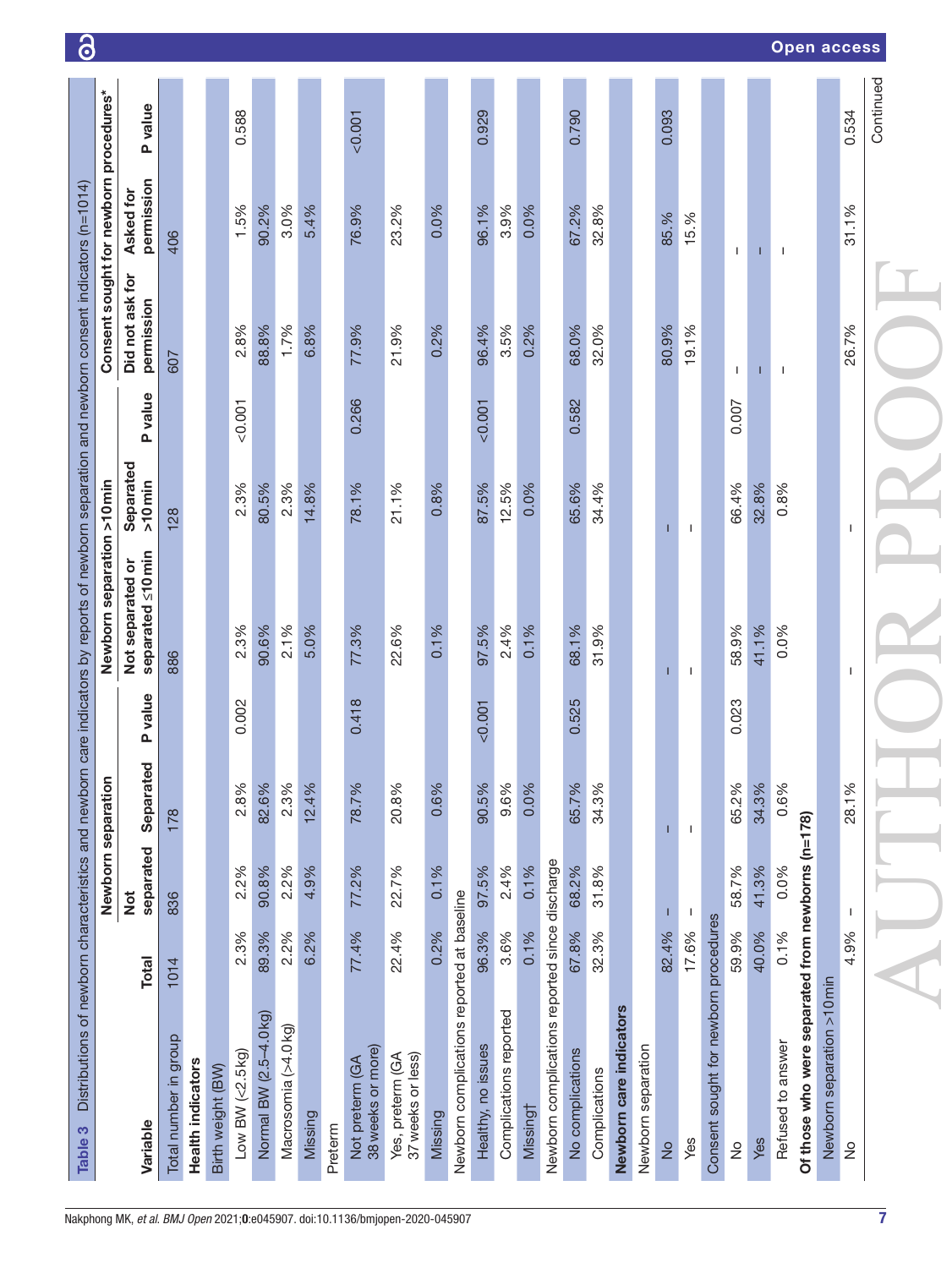**Table 3** Distributions of newborn characteristics and newborn care indicators by reports of newborn separation and newborn consent indicators (n=1014)

| Variable | Total | Newborn separation | | | Newborn separation >10 min | | | Consent sought for newborn procedures* | | |
|---|---|---|---|---|---|---|---|---|---|---|
| | | Not separated | Separated | P value | Not separated or separated ≤10 min | Separated >10 min | P value | Did not ask for permission | Asked for permission | P value |
| Total number in group | 1014 | 836 | 178 | | 886 | 128 | | 607 | 406 | |
| **Health indicators** | | | | | | | | | | |
| Birth weight (BW) | | | | | | | | | | |
| Low BW (<2.5 kg) | 2.3% | 2.2% | 2.8% | 0.002 | 2.3% | 2.3% | <0.001 | 2.8% | 1.5% | 0.588 |
| Normal BW (2.5–4.0 kg) | 89.3% | 90.8% | 82.6% | | 90.6% | 80.5% | | 88.8% | 90.2% | |
| Macrosomia (>4.0 kg) | 2.2% | 2.2% | 2.3% | | 2.1% | 2.3% | | 1.7% | 3.0% | |
| Missing | 6.2% | 4.9% | 12.4% | | 5.0% | 14.8% | | 6.8% | 5.4% | |
| Preterm | | | | | | | | | | |
| Not preterm (GA 38 weeks or more) | 77.4% | 77.2% | 78.7% | 0.418 | 77.3% | 78.1% | 0.266 | 77.9% | 76.9% | <0.001 |
| Yes, preterm (GA 37 weeks or less) | 22.4% | 22.7% | 20.8% | | 22.6% | 21.1% | | 21.9% | 23.2% | |
| Missing | 0.2% | 0.1% | 0.6% | | 0.1% | 0.8% | | 0.2% | 0.0% | |
| Newborn complications reported at baseline | | | | | | | | | | |
| Healthy, no issues | 96.3% | 97.5% | 90.5% | <0.001 | 97.5% | 87.5% | <0.001 | 96.4% | 96.1% | 0.929 |
| Complications reported | 3.6% | 2.4% | 9.6% | | 2.4% | 12.5% | | 3.5% | 3.9% | |
| Missing† | 0.1% | 0.1% | 0.0% | | 0.1% | 0.0% | | 0.2% | 0.0% | |
| Newborn complications reported since discharge | | | | | | | | | | |
| No complications | 67.8% | 68.2% | 65.7% | 0.525 | 68.1% | 65.6% | 0.582 | 68.0% | 67.2% | 0.790 |
| Complications | 32.3% | 31.8% | 34.3% | | 31.9% | 34.4% | | 32.0% | 32.8% | |
| **Newborn care indicators** | | | | | | | | | | |
| Newborn separation | | | | | | | | | | |
| No | 82.4% | – | – | | – | – | | 80.9% | 85.% | 0.093 |
| Yes | 17.6% | – | – | | – | – | | 19.1% | 15.% | |
| Consent sought for newborn procedures | | | | | | | | | | |
| No | 59.9% | 58.7% | 65.2% | 0.023 | 58.9% | 66.4% | 0.007 | – | – | |
| Yes | 40.0% | 41.3% | 34.3% | | 41.1% | 32.8% | | – | – | |
| Refused to answer | 0.1% | 0.0% | 0.6% | | 0.0% | 0.8% | | – | – | |
| **Of those who were separated from newborns (n=178)** | | | | | | | | | | |
| Newborn separation >10 min | | | | | | | | | | |
| No | 4.9% | – | 28.1% | | – | – | | 26.7% | 31.1% | 0.534 |

Continued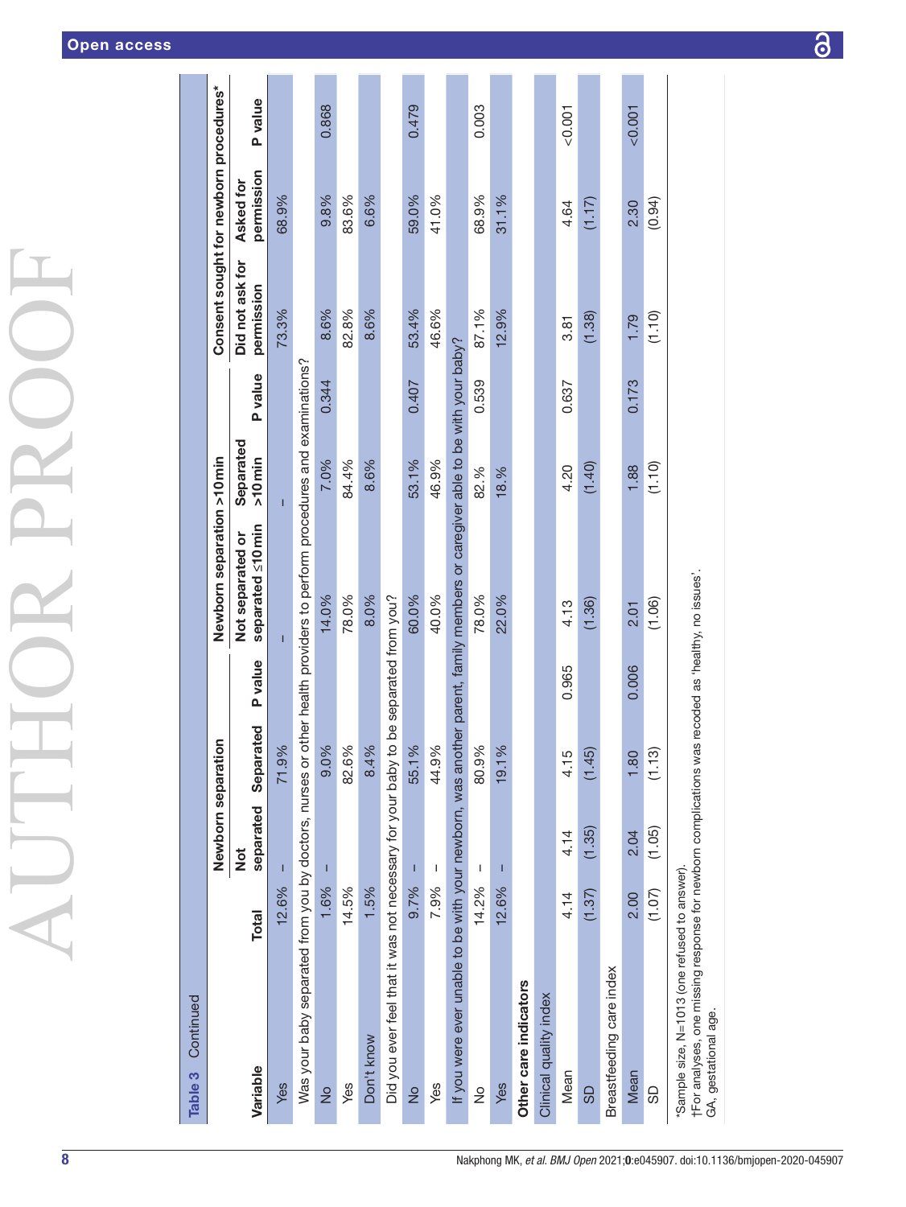**Table 3** Continued

| Variable | Total | Newborn separation | | | Newborn separation >10 min | | | Consent sought for newborn procedures* | | |
|---|---|---|---|---|---|---|---|---|---|---|
| | | Not separated | Separated | P value | Not separated or separated ≤10 min | Separated >10 min | P value | Did not ask for permission | Asked for permission | P value |
| Yes | 12.6% | – | 71.9% | | – | – | | 73.3% | 68.9% | |
| Was your baby separated from you by doctors, nurses or other health providers to perform procedures and examinations? | | | | | | | | | | |
| No | 1.6% | – | 9.0% | | 14.0% | 7.0% | 0.344 | 8.6% | 9.8% | 0.868 |
| Yes | 14.5% | | 82.6% | | 78.0% | 84.4% | | 82.8% | 83.6% | |
| Don't know | 1.5% | | 8.4% | | 8.0% | 8.6% | | 8.6% | 6.6% | |
| Did you ever feel that it was not necessary for your baby to be separated from you? | | | | | | | | | | |
| No | 9.7% | – | 55.1% | | 60.0% | 53.1% | 0.407 | 53.4% | 59.0% | 0.479 |
| Yes | 7.9% | – | 44.9% | | 40.0% | 46.9% | | 46.6% | 41.0% | |
| If you were ever unable to be with your newborn, was another parent, family members or caregiver able to be with your baby? | | | | | | | | | | |
| No | 14.2% | – | 80.9% | | 78.0% | 82.% | 0.539 | 87.1% | 68.9% | 0.003 |
| Yes | 12.6% | – | 19.1% | | 22.0% | 18.% | | 12.9% | 31.1% | |
| **Other care indicators** | | | | | | | | | | |
| Clinical quality index | | | | | | | | | | |
| Mean | 4.14 | 4.14 | 4.15 | 0.965 | 4.13 | 4.20 | 0.637 | 3.81 | 4.64 | <0.001 |
| SD | (1.37) | (1.35) | (1.45) | | (1.36) | (1.40) | | (1.38) | (1.17) | |
| Breastfeeding care index | | | | | | | | | | |
| Mean | 2.00 | 2.04 | 1.80 | 0.006 | 2.01 | 1.88 | 0.173 | 1.79 | 2.30 | <0.001 |
| SD | (1.07) | (1.05) | (1.13) | | (1.06) | (1.10) | | (1.10) | (0.94) | |

*Sample size, N=1013 (one refused to answer).
†For analyses, one missing response for newborn complications was recoded as 'healthy, no issues'.
GA, gestational age.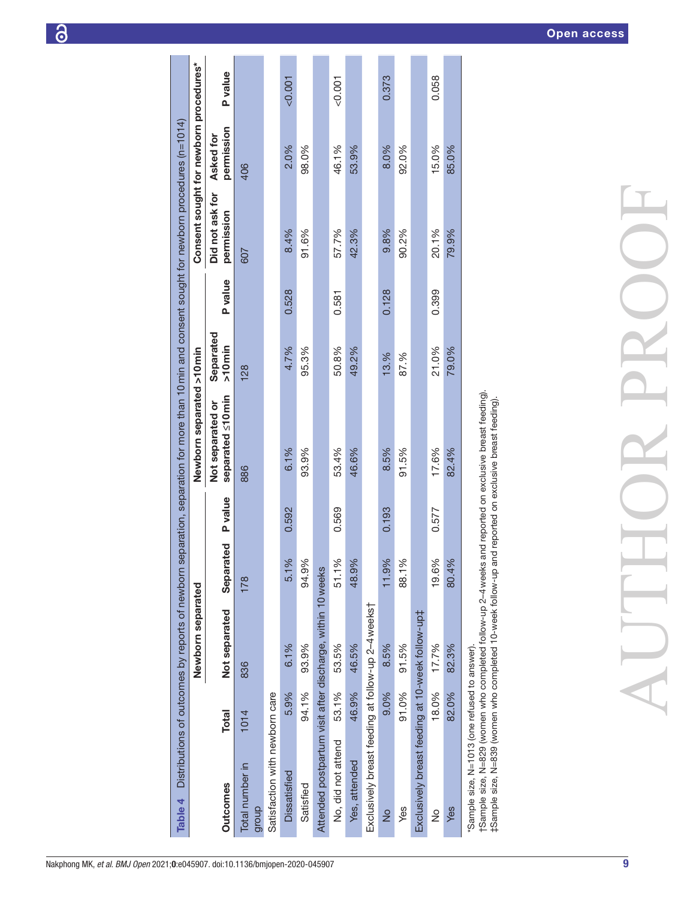**Table 4** Distributions of outcomes by reports of newborn separation, separation for more than 10 min and consent sought for newborn procedures (n=1014)

| Outcomes | Total | Newborn separated | | | Newborn separated >10 min | | | Consent sought for newborn procedures* | | |
|---|---|---|---|---|---|---|---|---|---|---|
| | | Not separated | Separated | P value | Not separated or separated ≤10 min | Separated >10 min | P value | Did not ask for permission | Asked for permission | P value |
| Total number in group | 1014 | 836 | 178 | | 886 | 128 | | 607 | 406 | |
| Satisfaction with newborn care | | | | | | | | | | |
| Dissatisfied | 5.9% | 6.1% | 5.1% | 0.592 | 6.1% | 4.7% | 0.528 | 8.4% | 2.0% | <0.001 |
| Satisfied | 94.1% | 93.9% | 94.9% | | 93.9% | 95.3% | | 91.6% | 98.0% | |
| Attended postpartum visit after discharge, within 10 weeks | | | | | | | | | | |
| No, did not attend | 53.1% | 53.5% | 51.1% | 0.569 | 53.4% | 50.8% | 0.581 | 57.7% | 46.1% | <0.001 |
| Yes, attended | 46.9% | 46.5% | 48.9% | | 46.6% | 49.2% | | 42.3% | 53.9% | |
| Exclusively breast feeding at follow-up 2–4 weeks† | | | | | | | | | | |
| No | 9.0% | 8.5% | 11.9% | 0.193 | 8.5% | 13.% | 0.128 | 9.8% | 8.0% | 0.373 |
| Yes | 91.0% | 91.5% | 88.1% | | 91.5% | 87.% | | 90.2% | 92.0% | |
| Exclusively breast feeding at 10-week follow-up‡ | | | | | | | | | | |
| No | 18.0% | 17.7% | 19.6% | 0.577 | 17.6% | 21.0% | 0.399 | 20.1% | 15.0% | 0.058 |
| Yes | 82.0% | 82.3% | 80.4% | | 82.4% | 79.0% | | 79.9% | 85.0% | |

*Sample size, N=1013 (one refused to answer).
†Sample size, N=829 (women who completed follow-up 2–4 weeks and reported on exclusive breast feeding).
‡Sample size, N=839 (women who completed 10-week follow-up and reported on exclusive breast feeding).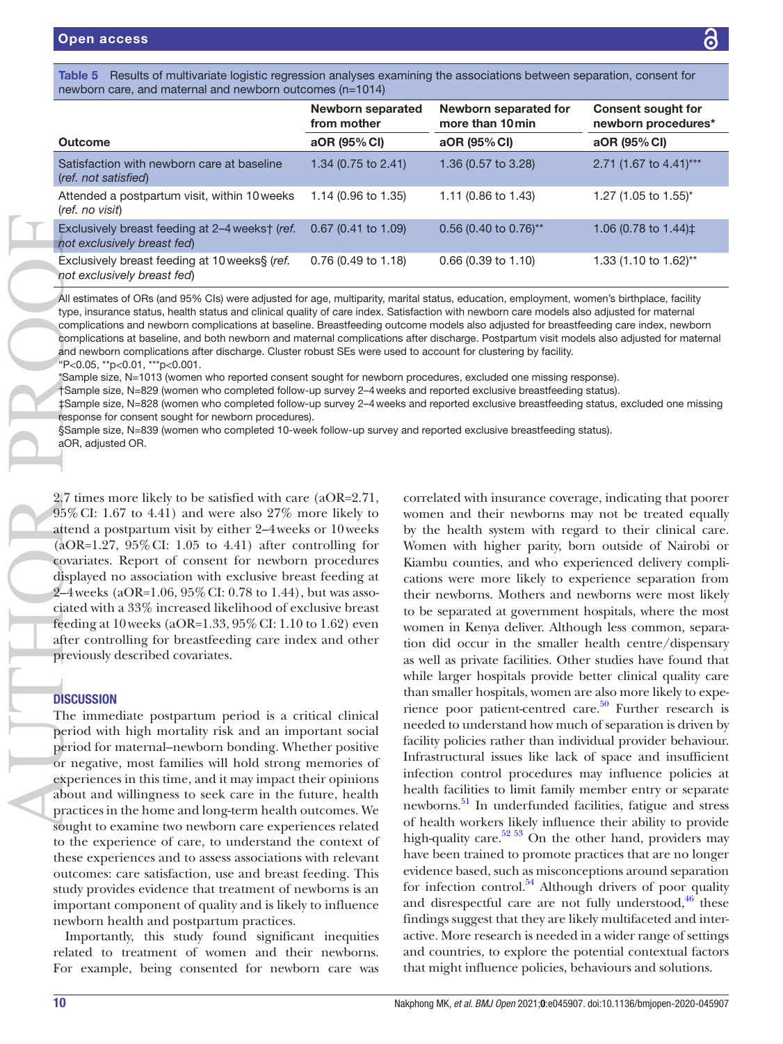**Table 5** Results of multivariate logistic regression analyses examining the associations between separation, consent for newborn care, and maternal and newborn outcomes (n=1014)

| Outcome | Newborn separated from mother aOR (95% CI) | Newborn separated for more than 10 min aOR (95% CI) | Consent sought for newborn procedures* aOR (95% CI) |
|---|---|---|---|
| Satisfaction with newborn care at baseline (*ref. not satisfied*) | 1.34 (0.75 to 2.41) | 1.36 (0.57 to 3.28) | 2.71 (1.67 to 4.41)*** |
| Attended a postpartum visit, within 10 weeks (*ref. no visit*) | 1.14 (0.96 to 1.35) | 1.11 (0.86 to 1.43) | 1.27 (1.05 to 1.55)* |
| Exclusively breast feeding at 2–4 weeks† (*ref. not exclusively breast fed*) | 0.67 (0.41 to 1.09) | 0.56 (0.40 to 0.76)** | 1.06 (0.78 to 1.44)‡ |
| Exclusively breast feeding at 10 weeks§ (*ref. not exclusively breast fed*) | 0.76 (0.49 to 1.18) | 0.66 (0.39 to 1.10) | 1.33 (1.10 to 1.62)** |

All estimates of ORs (and 95% CIs) were adjusted for age, multiparity, marital status, education, employment, women's birthplace, facility type, insurance status, health status and clinical quality of care index. Satisfaction with newborn care models also adjusted for maternal complications and newborn complications at baseline. Breastfeeding outcome models also adjusted for breastfeeding care index, newborn complications at baseline, and both newborn and maternal complications after discharge. Postpartum visit models also adjusted for maternal and newborn complications after discharge. Cluster robust SEs were used to account for clustering by facility.

*P<0.05, **p<0.01, ***p<0.001.

*Sample size, N=1013 (women who reported consent sought for newborn procedures, excluded one missing response).

†Sample size, N=829 (women who completed follow-up survey 2–4 weeks and reported exclusive breastfeeding status).

‡Sample size, N=828 (women who completed follow-up survey 2–4 weeks and reported exclusive breastfeeding status, excluded one missing response for consent sought for newborn procedures).

§Sample size, N=839 (women who completed 10-week follow-up survey and reported exclusive breastfeeding status).

aOR, adjusted OR.

2.7 times more likely to be satisfied with care (aOR=2.71, 95% CI: 1.67 to 4.41) and were also 27% more likely to attend a postpartum visit by either 2–4 weeks or 10 weeks (aOR=1.27, 95% CI: 1.05 to 4.41) after controlling for covariates. Report of consent for newborn procedures displayed no association with exclusive breast feeding at 2–4 weeks (aOR=1.06, 95% CI: 0.78 to 1.44), but was associated with a 33% increased likelihood of exclusive breast feeding at 10 weeks (aOR=1.33, 95% CI: 1.10 to 1.62) even after controlling for breastfeeding care index and other previously described covariates.

## DISCUSSION

The immediate postpartum period is a critical clinical period with high mortality risk and an important social period for maternal–newborn bonding. Whether positive or negative, most families will hold strong memories of experiences in this time, and it may impact their opinions about and willingness to seek care in the future, health practices in the home and long-term health outcomes. We sought to examine two newborn care experiences related to the experience of care, to understand the context of these experiences and to assess associations with relevant outcomes: care satisfaction, use and breast feeding. This study provides evidence that treatment of newborns is an important component of quality and is likely to influence newborn health and postpartum practices.

Importantly, this study found significant inequities related to treatment of women and their newborns. For example, being consented for newborn care was correlated with insurance coverage, indicating that poorer women and their newborns may not be treated equally by the health system with regard to their clinical care. Women with higher parity, born outside of Nairobi or Kiambu counties, and who experienced delivery complications were more likely to experience separation from their newborns. Mothers and newborns were most likely to be separated at government hospitals, where the most women in Kenya deliver. Although less common, separation did occur in the smaller health centre/dispensary as well as private facilities. Other studies have found that while larger hospitals provide better clinical quality care than smaller hospitals, women are also more likely to experience poor patient-centred care.[50] Further research is needed to understand how much of separation is driven by facility policies rather than individual provider behaviour. Infrastructural issues like lack of space and insufficient infection control procedures may influence policies at health facilities to limit family member entry or separate newborns.[51] In underfunded facilities, fatigue and stress of health workers likely influence their ability to provide high-quality care.[52 53] On the other hand, providers may have been trained to promote practices that are no longer evidence based, such as misconceptions around separation for infection control.[54] Although drivers of poor quality and disrespectful care are not fully understood,[46] these findings suggest that they are likely multifaceted and interactive. More research is needed in a wider range of settings and countries, to explore the potential contextual factors that might influence policies, behaviours and solutions.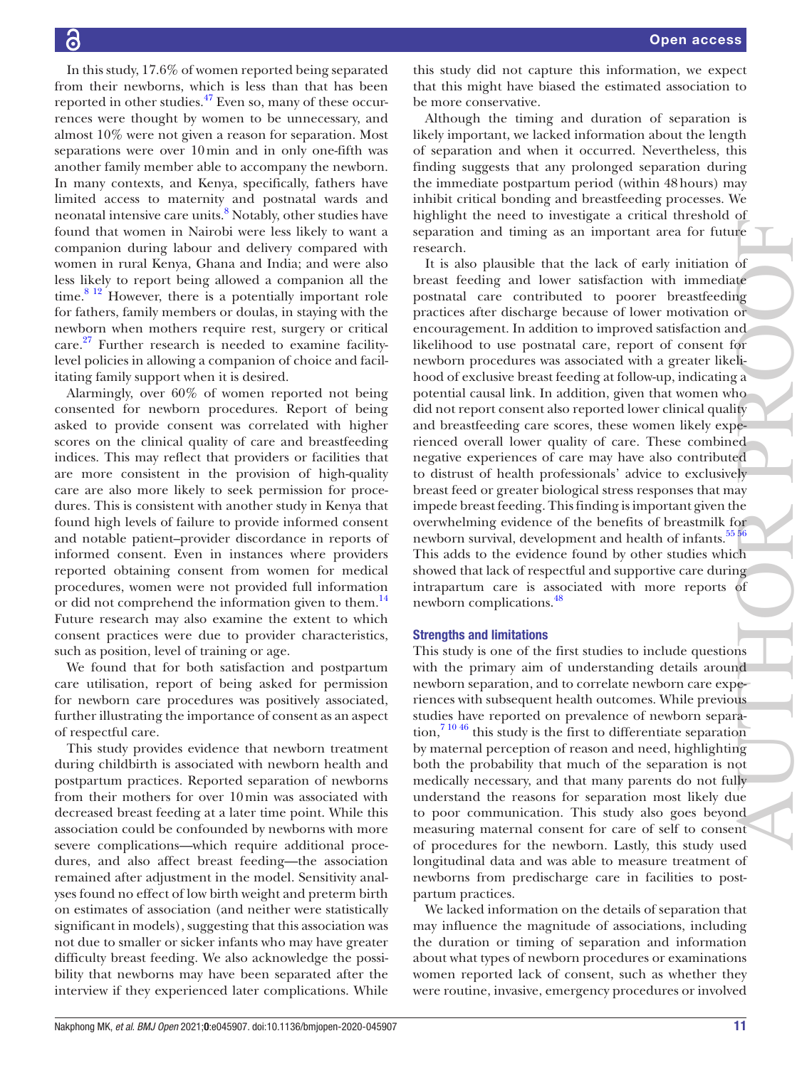In this study, 17.6% of women reported being separated from their newborns, which is less than that has been reported in other studies.[47] Even so, many of these occurrences were thought by women to be unnecessary, and almost 10% were not given a reason for separation. Most separations were over 10 min and in only one-fifth was another family member able to accompany the newborn. In many contexts, and Kenya, specifically, fathers have limited access to maternity and postnatal wards and neonatal intensive care units.[8] Notably, other studies have found that women in Nairobi were less likely to want a companion during labour and delivery compared with women in rural Kenya, Ghana and India; and were also less likely to report being allowed a companion all the time.[8,12] However, there is a potentially important role for fathers, family members or doulas, in staying with the newborn when mothers require rest, surgery or critical care.[27] Further research is needed to examine facility-level policies in allowing a companion of choice and facilitating family support when it is desired.

Alarmingly, over 60% of women reported not being consented for newborn procedures. Report of being asked to provide consent was correlated with higher scores on the clinical quality of care and breastfeeding indices. This may reflect that providers or facilities that are more consistent in the provision of high-quality care are also more likely to seek permission for procedures. This is consistent with another study in Kenya that found high levels of failure to provide informed consent and notable patient–provider discordance in reports of informed consent. Even in instances where providers reported obtaining consent from women for medical procedures, women were not provided full information or did not comprehend the information given to them.[14] Future research may also examine the extent to which consent practices were due to provider characteristics, such as position, level of training or age.

We found that for both satisfaction and postpartum care utilisation, report of being asked for permission for newborn care procedures was positively associated, further illustrating the importance of consent as an aspect of respectful care.

This study provides evidence that newborn treatment during childbirth is associated with newborn health and postpartum practices. Reported separation of newborns from their mothers for over 10 min was associated with decreased breast feeding at a later time point. While this association could be confounded by newborns with more severe complications—which require additional procedures, and also affect breast feeding—the association remained after adjustment in the model. Sensitivity analyses found no effect of low birth weight and preterm birth on estimates of association (and neither were statistically significant in models), suggesting that this association was not due to smaller or sicker infants who may have greater difficulty breast feeding. We also acknowledge the possibility that newborns may have been separated after the interview if they experienced later complications. While this study did not capture this information, we expect that this might have biased the estimated association to be more conservative.

Although the timing and duration of separation is likely important, we lacked information about the length of separation and when it occurred. Nevertheless, this finding suggests that any prolonged separation during the immediate postpartum period (within 48 hours) may inhibit critical bonding and breastfeeding processes. We highlight the need to investigate a critical threshold of separation and timing as an important area for future research.

It is also plausible that the lack of early initiation of breast feeding and lower satisfaction with immediate postnatal care contributed to poorer breastfeeding practices after discharge because of lower motivation or encouragement. In addition to improved satisfaction and likelihood to use postnatal care, report of consent for newborn procedures was associated with a greater likelihood of exclusive breast feeding at follow-up, indicating a potential causal link. In addition, given that women who did not report consent also reported lower clinical quality and breastfeeding care scores, these women likely experienced overall lower quality of care. These combined negative experiences of care may have also contributed to distrust of health professionals' advice to exclusively breast feed or greater biological stress responses that may impede breast feeding. This finding is important given the overwhelming evidence of the benefits of breastmilk for newborn survival, development and health of infants.[55,56] This adds to the evidence found by other studies which showed that lack of respectful and supportive care during intrapartum care is associated with more reports of newborn complications.[48]

### Strengths and limitations

This study is one of the first studies to include questions with the primary aim of understanding details around newborn separation, and to correlate newborn care experiences with subsequent health outcomes. While previous studies have reported on prevalence of newborn separation,[7,10,46] this study is the first to differentiate separation by maternal perception of reason and need, highlighting both the probability that much of the separation is not medically necessary, and that many parents do not fully understand the reasons for separation most likely due to poor communication. This study also goes beyond measuring maternal consent for care of self to consent of procedures for the newborn. Lastly, this study used longitudinal data and was able to measure treatment of newborns from predischarge care in facilities to postpartum practices.

We lacked information on the details of separation that may influence the magnitude of associations, including the duration or timing of separation and information about what types of newborn procedures or examinations women reported lack of consent, such as whether they were routine, invasive, emergency procedures or involved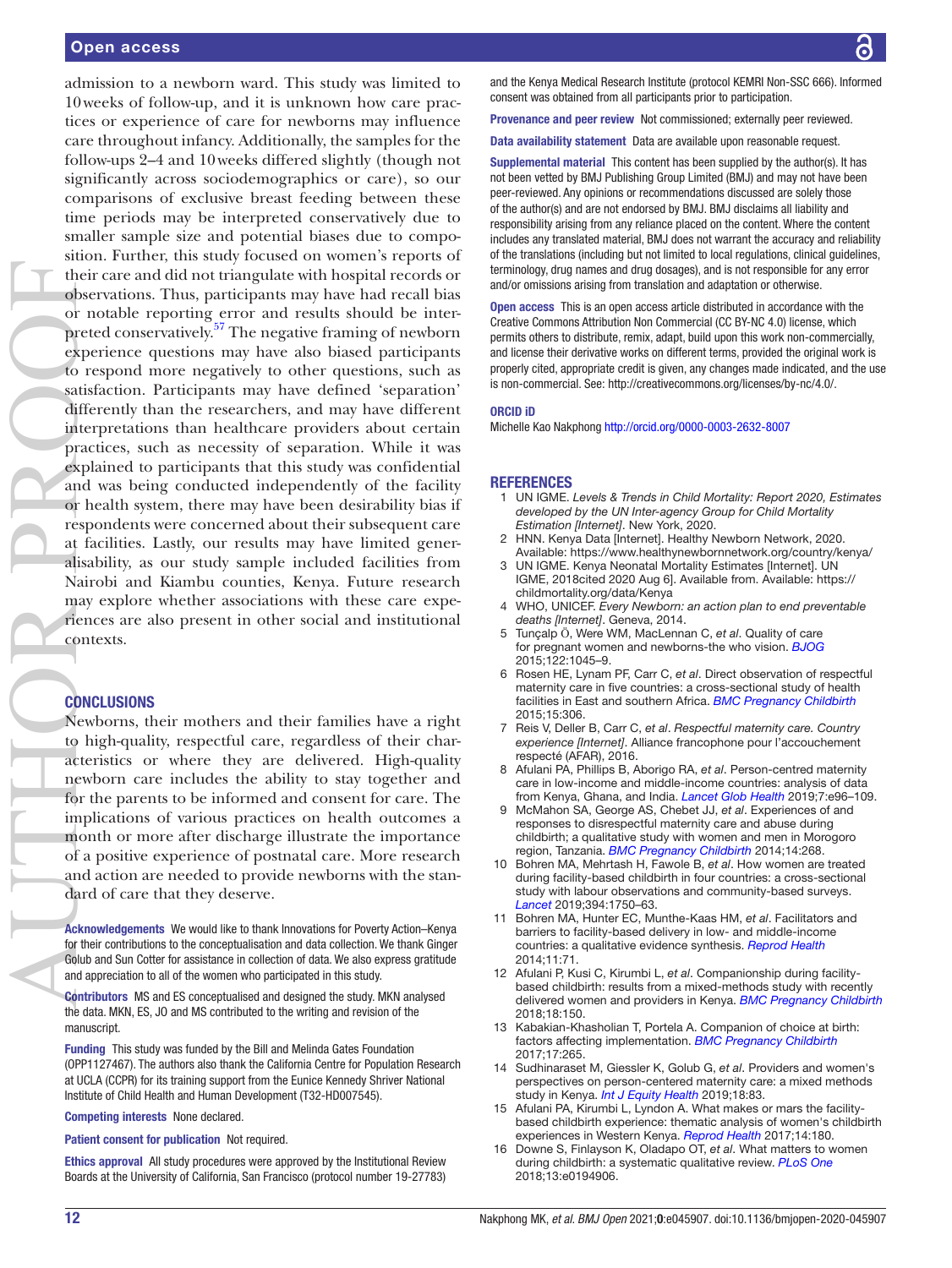admission to a newborn ward. This study was limited to 10 weeks of follow-up, and it is unknown how care practices or experience of care for newborns may influence care throughout infancy. Additionally, the samples for the follow-ups 2–4 and 10 weeks differed slightly (though not significantly across sociodemographics or care), so our comparisons of exclusive breast feeding between these time periods may be interpreted conservatively due to smaller sample size and potential biases due to composition. Further, this study focused on women's reports of their care and did not triangulate with hospital records or observations. Thus, participants may have had recall bias or notable reporting error and results should be interpreted conservatively.[57] The negative framing of newborn experience questions may have also biased participants to respond more negatively to other questions, such as satisfaction. Participants may have defined 'separation' differently than the researchers, and may have different interpretations than healthcare providers about certain practices, such as necessity of separation. While it was explained to participants that this study was confidential and was being conducted independently of the facility or health system, there may have been desirability bias if respondents were concerned about their subsequent care at facilities. Lastly, our results may have limited generalisability, as our study sample included facilities from Nairobi and Kiambu counties, Kenya. Future research may explore whether associations with these care experiences are also present in other social and institutional contexts.

## CONCLUSIONS

Newborns, their mothers and their families have a right to high-quality, respectful care, regardless of their characteristics or where they are delivered. High-quality newborn care includes the ability to stay together and for the parents to be informed and consent for care. The implications of various practices on health outcomes a month or more after discharge illustrate the importance of a positive experience of postnatal care. More research and action are needed to provide newborns with the standard of care that they deserve.

**Acknowledgements** We would like to thank Innovations for Poverty Action–Kenya for their contributions to the conceptualisation and data collection. We thank Ginger Golub and Sun Cotter for assistance in collection of data. We also express gratitude and appreciation to all of the women who participated in this study.

**Contributors** MS and ES conceptualised and designed the study. MKN analysed the data. MKN, ES, JO and MS contributed to the writing and revision of the manuscript.

**Funding** This study was funded by the Bill and Melinda Gates Foundation (OPP1127467). The authors also thank the California Centre for Population Research at UCLA (CCPR) for its training support from the Eunice Kennedy Shriver National Institute of Child Health and Human Development (T32-HD007545).

**Competing interests** None declared.

**Patient consent for publication** Not required.

**Ethics approval** All study procedures were approved by the Institutional Review Boards at the University of California, San Francisco (protocol number 19-27783) and the Kenya Medical Research Institute (protocol KEMRI Non-SSC 666). Informed consent was obtained from all participants prior to participation.

**Provenance and peer review** Not commissioned; externally peer reviewed.

**Data availability statement** Data are available upon reasonable request.

**Supplemental material** This content has been supplied by the author(s). It has not been vetted by BMJ Publishing Group Limited (BMJ) and may not have been peer-reviewed. Any opinions or recommendations discussed are solely those of the author(s) and are not endorsed by BMJ. BMJ disclaims all liability and responsibility arising from any reliance placed on the content. Where the content includes any translated material, BMJ does not warrant the accuracy and reliability of the translations (including but not limited to local regulations, clinical guidelines, terminology, drug names and drug dosages), and is not responsible for any error and/or omissions arising from translation and adaptation or otherwise.

**Open access** This is an open access article distributed in accordance with the Creative Commons Attribution Non Commercial (CC BY-NC 4.0) license, which permits others to distribute, remix, adapt, build upon this work non-commercially, and license their derivative works on different terms, provided the original work is properly cited, appropriate credit is given, any changes made indicated, and the use is non-commercial. See: http://creativecommons.org/licenses/by-nc/4.0/.

**ORCID iD**

Michelle Kao Nakphong http://orcid.org/0000-0003-2632-8007

## REFERENCES

1. UN IGME. *Levels & Trends in Child Mortality: Report 2020, Estimates developed by the UN Inter-agency Group for Child Mortality Estimation [Internet]*. New York, 2020.
2. HNN. Kenya Data [Internet]. Healthy Newborn Network, 2020. Available: https://www.healthynewbornnetwork.org/country/kenya/
3. UN IGME. Kenya Neonatal Mortality Estimates [Internet]. UN IGME, 2018cited 2020 Aug 6]. Available from. Available: https://childmortality.org/data/Kenya
4. WHO, UNICEF. *Every Newborn: an action plan to end preventable deaths [Internet]*. Geneva, 2014.
5. Tunçalp Ö, Were WM, MacLennan C, *et al*. Quality of care for pregnant women and newborns-the who vision. *BJOG* 2015;122:1045–9.
6. Rosen HE, Lynam PF, Carr C, *et al*. Direct observation of respectful maternity care in five countries: a cross-sectional study of health facilities in East and southern Africa. *BMC Pregnancy Childbirth* 2015;15:306.
7. Reis V, Deller B, Carr C, *et al*. *Respectful maternity care. Country experience [Internet]*. Alliance francophone pour l'accouchement respecté (AFAR), 2016.
8. Afulani PA, Phillips B, Aborigo RA, *et al*. Person-centred maternity care in low-income and middle-income countries: analysis of data from Kenya, Ghana, and India. *Lancet Glob Health* 2019;7:e96–109.
9. McMahon SA, George AS, Chebet JJ, *et al*. Experiences of and responses to disrespectful maternity care and abuse during childbirth; a qualitative study with women and men in Morogoro region, Tanzania. *BMC Pregnancy Childbirth* 2014;14:268.
10. Bohren MA, Mehrtash H, Fawole B, *et al*. How women are treated during facility-based childbirth in four countries: a cross-sectional study with labour observations and community-based surveys. *Lancet* 2019;394:1750–63.
11. Bohren MA, Hunter EC, Munthe-Kaas HM, *et al*. Facilitators and barriers to facility-based delivery in low- and middle-income countries: a qualitative evidence synthesis. *Reprod Health* 2014;11:71.
12. Afulani P, Kusi C, Kirumbi L, *et al*. Companionship during facility-based childbirth: results from a mixed-methods study with recently delivered women and providers in Kenya. *BMC Pregnancy Childbirth* 2018;18:150.
13. Kabakian-Khasholian T, Portela A. Companion of choice at birth: factors affecting implementation. *BMC Pregnancy Childbirth* 2017;17:265.
14. Sudhinaraset M, Giessler K, Golub G, *et al*. Providers and women's perspectives on person-centered maternity care: a mixed methods study in Kenya. *Int J Equity Health* 2019;18:83.
15. Afulani PA, Kirumbi L, Lyndon A. What makes or mars the facility-based childbirth experience: thematic analysis of women's childbirth experiences in Western Kenya. *Reprod Health* 2017;14:180.
16. Downe S, Finlayson K, Oladapo OT, *et al*. What matters to women during childbirth: a systematic qualitative review. *PLoS One* 2018;13:e0194906.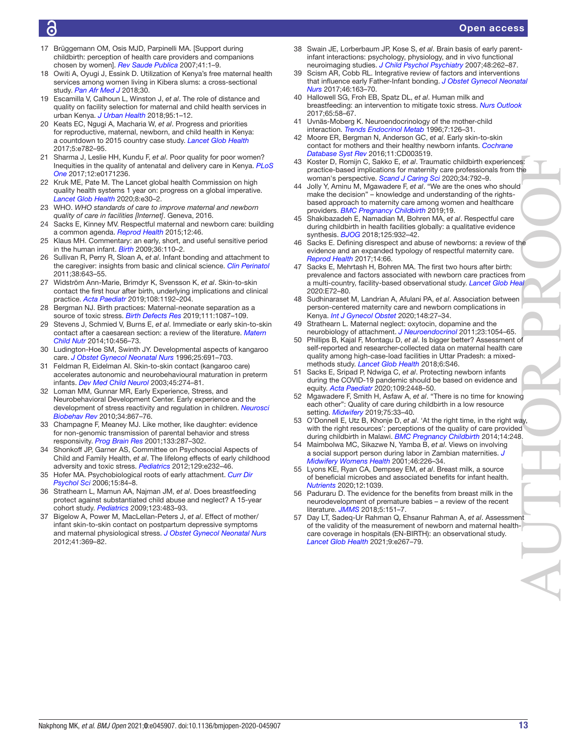17 Brüggemann OM, Osis MJD, Parpinelli MA. [Support during childbirth: perception of health care providers and companions chosen by women]. *Rev Saude Publica* 2007;41:1–9.
18 Owiti A, Oyugi J, Essink D. Utilization of Kenya's free maternal health services among women living in Kibera slums: a cross-sectional study. *Pan Afr Med J* 2018;30.
19 Escamilla V, Calhoun L, Winston J, *et al*. The role of distance and quality on facility selection for maternal and child health services in urban Kenya. *J Urban Health* 2018;95:1–12.
20 Keats EC, Ngugi A, Macharia W, *et al*. Progress and priorities for reproductive, maternal, newborn, and child health in Kenya: a countdown to 2015 country case study. *Lancet Glob Health* 2017;5:e782–95.
21 Sharma J, Leslie HH, Kundu F, *et al*. Poor quality for poor women? Inequities in the quality of antenatal and delivery care in Kenya. *PLoS One* 2017;12:e0171236.
22 Kruk ME, Pate M. The Lancet global health Commission on high quality health systems 1 year on: progress on a global imperative. *Lancet Glob Health* 2020;8:e30–2.
23 WHO. *WHO standards of care to improve maternal and newborn quality of care in facilities [Internet]*. Geneva, 2016.
24 Sacks E, Kinney MV. Respectful maternal and newborn care: building a common agenda. *Reprod Health* 2015;12:46.
25 Klaus MH. Commentary: an early, short, and useful sensitive period in the human infant. *Birth* 2009;36:110–2.
26 Sullivan R, Perry R, Sloan A, *et al*. Infant bonding and attachment to the caregiver: insights from basic and clinical science. *Clin Perinatol* 2011;38:643–55.
27 Widström Ann-Marie, Brimdyr K, Svensson K, *et al*. Skin-to-skin contact the first hour after birth, underlying implications and clinical practice. *Acta Paediatr* 2019;108:1192–204.
28 Bergman NJ. Birth practices: Maternal-neonate separation as a source of toxic stress. *Birth Defects Res* 2019;111:1087–109.
29 Stevens J, Schmied V, Burns E, *et al*. Immediate or early skin-to-skin contact after a caesarean section: a review of the literature. *Matern Child Nutr* 2014;10:456–73.
30 Ludington-Hoe SM, Swinth JY. Developmental aspects of kangaroo care. *J Obstet Gynecol Neonatal Nurs* 1996;25:691–703.
31 Feldman R, Eidelman AI. Skin-to-skin contact (kangaroo care) accelerates autonomic and neurobehavioural maturation in preterm infants. *Dev Med Child Neurol* 2003;45:274–81.
32 Loman MM, Gunnar MR, Early Experience, Stress, and Neurobehavioral Development Center. Early experience and the development of stress reactivity and regulation in children. *Neurosci Biobehav Rev* 2010;34:867–76.
33 Champagne F, Meaney MJ. Like mother, like daughter: evidence for non-genomic transmission of parental behavior and stress responsivity. *Prog Brain Res* 2001;133:287–302.
34 Shonkoff JP, Garner AS, Committee on Psychosocial Aspects of Child and Family Health, *et al*. The lifelong effects of early childhood adversity and toxic stress. *Pediatrics* 2012;129:e232–46.
35 Hofer MA. Psychobiological roots of early attachment. *Curr Dir Psychol Sci* 2006;15:84–8.
36 Strathearn L, Mamun AA, Najman JM, *et al*. Does breastfeeding protect against substantiated child abuse and neglect? A 15-year cohort study. *Pediatrics* 2009;123:483–93.
37 Bigelow A, Power M, MacLellan-Peters J, *et al*. Effect of mother/infant skin-to-skin contact on postpartum depressive symptoms and maternal physiological stress. *J Obstet Gynecol Neonatal Nurs* 2012;41:369–82.
38 Swain JE, Lorberbaum JP, Kose S, *et al*. Brain basis of early parent-infant interactions: psychology, physiology, and in vivo functional neuroimaging studies. *J Child Psychol Psychiatry* 2007;48:262–87.
39 Scism AR, Cobb RL. Integrative review of factors and interventions that influence early Father-Infant bonding. *J Obstet Gynecol Neonatal Nurs* 2017;46:163–70.
40 Hallowell SG, Froh EB, Spatz DL, *et al*. Human milk and breastfeeding: an intervention to mitigate toxic stress. *Nurs Outlook* 2017;65:58–67.
41 Uvnäs-Moberg K. Neuroendocrinology of the mother-child interaction. *Trends Endocrinol Metab* 1996;7:126–31.
42 Moore ER, Bergman N, Anderson GC, *et al*. Early skin-to-skin contact for mothers and their healthy newborn infants. *Cochrane Database Syst Rev* 2016;11:CD003519.
43 Koster D, Romijn C, Sakko E, *et al*. Traumatic childbirth experiences: practice-based implications for maternity care professionals from the woman's perspective. *Scand J Caring Sci* 2020;34:792–9.
44 Jolly Y, Aminu M, Mgawadere F, *et al*. "We are the ones who should make the decision" – knowledge and understanding of the rights-based approach to maternity care among women and healthcare providers. *BMC Pregnancy Childbirth* 2019;19.
45 Shakibazadeh E, Namadian M, Bohren MA, *et al*. Respectful care during childbirth in health facilities globally: a qualitative evidence synthesis. *BJOG* 2018;125:932–42.
46 Sacks E. Defining disrespect and abuse of newborns: a review of the evidence and an expanded typology of respectful maternity care. *Reprod Health* 2017;14:66.
47 Sacks E, Mehrtash H, Bohren MA. The first two hours after birth: prevalence and factors associated with newborn care practices from a multi-country, facility-based observational study. *Lancet Glob Heal* 2020:E72–80.
48 Sudhinaraset M, Landrian A, Afulani PA, *et al*. Association between person-centered maternity care and newborn complications in Kenya. *Int J Gynecol Obstet* 2020;148:27–34.
49 Strathearn L. Maternal neglect: oxytocin, dopamine and the neurobiology of attachment. *J Neuroendocrinol* 2011;23:1054–65.
50 Phillips B, Kajal F, Montagu D, *et al*. Is bigger better? Assessment of self-reported and researcher-collected data on maternal health care quality among high-case-load facilities in Uttar Pradesh: a mixed-methods study. *Lancet Glob Health* 2018;6:S46.
51 Sacks E, Sripad P, Ndwiga C, *et al*. Protecting newborn infants during the COVID-19 pandemic should be based on evidence and equity. *Acta Paediatr* 2020;109:2448–50.
52 Mgawadere F, Smith H, Asfaw A, *et al*. "There is no time for knowing each other": Quality of care during childbirth in a low resource setting. *Midwifery* 2019;75:33–40.
53 O'Donnell E, Utz B, Khonje D, *et al*. 'At the right time, in the right way, with the right resources': perceptions of the quality of care provided during childbirth in Malawi. *BMC Pregnancy Childbirth* 2014;14:248.
54 Maimbolwa MC, Sikazwe N, Yamba B, *et al*. Views on involving a social support person during labor in Zambian maternities. *J Midwifery Womens Health* 2001;46:226–34.
55 Lyons KE, Ryan CA, Dempsey EM, *et al*. Breast milk, a source of beneficial microbes and associated benefits for infant health. *Nutrients* 2020;12:1039.
56 Paduraru D. The evidence for the benefits from breast milk in the neurodevelopment of premature babies – a review of the recent literature. *JMMS* 2018;5:151–7.
57 Day LT, Sadeq-Ur Rahman Q, Ehsanur Rahman A, *et al*. Assessment of the validity of the measurement of newborn and maternal health-care coverage in hospitals (EN-BIRTH): an observational study. *Lancet Glob Health* 2021;9:e267–79.